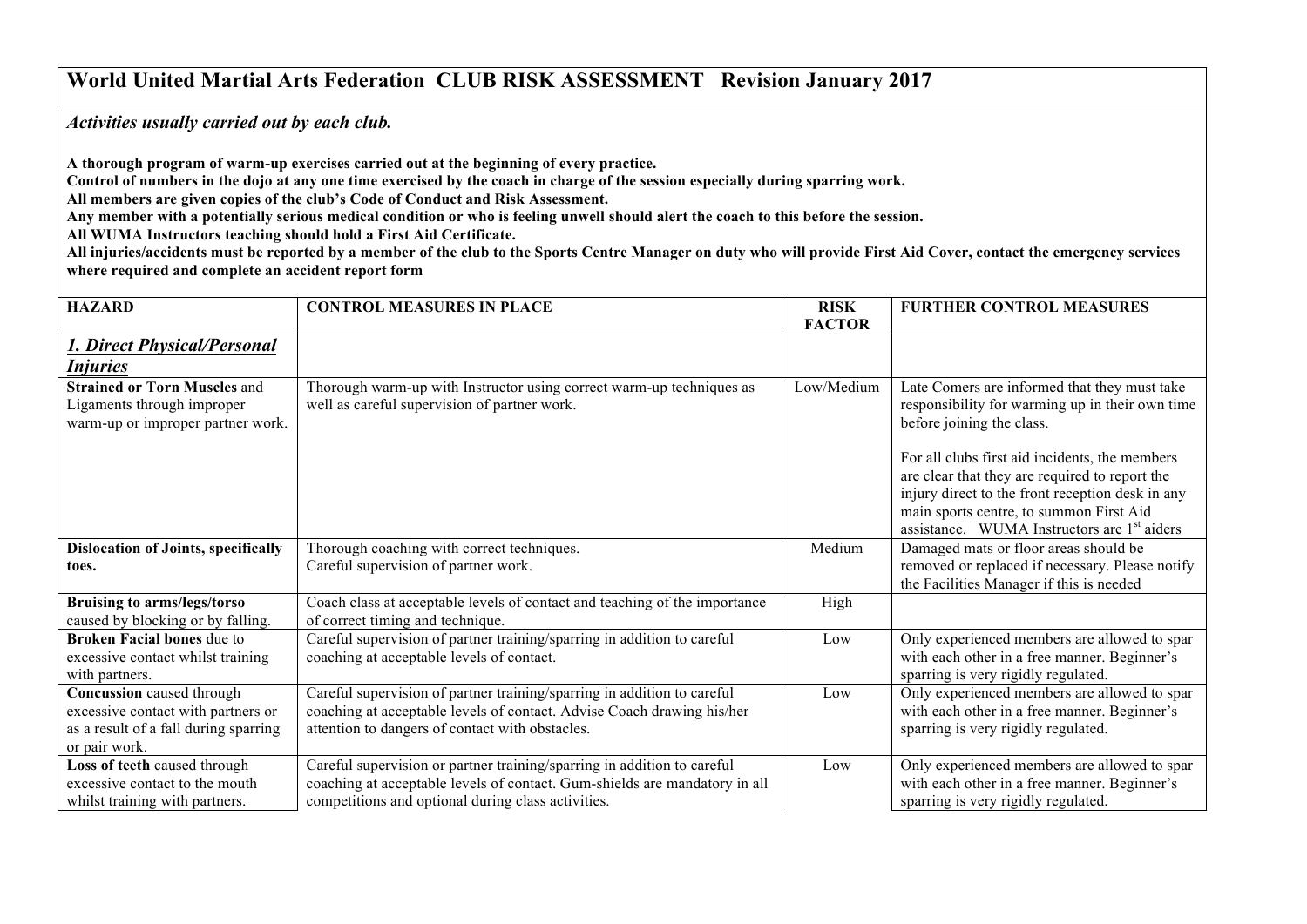# World United Martial Arts Federation CLUB RISK ASSESSMENT Revision January 2017

*Activities usually carried out by each club.*

**A thorough program of warm-up exercises carried out at the beginning of every practice.**
**Control of numbers in the dojo at any one time exercised by the coach in charge of the session especially during sparring work.**
**All members are given copies of the club's Code of Conduct and Risk Assessment.**
**Any member with a potentially serious medical condition or who is feeling unwell should alert the coach to this before the session.**
**All WUMA Instructors teaching should hold a First Aid Certificate.**
**All injuries/accidents must be reported by a member of the club to the Sports Centre Manager on duty who will provide First Aid Cover, contact the emergency services where required and complete an accident report form**

| HAZARD | CONTROL MEASURES IN PLACE | RISK FACTOR | FURTHER CONTROL MEASURES |
|---|---|---|---|
| ***1. Direct Physical/Personal Injuries*** | | | |
| **Strained or Torn Muscles** and Ligaments through improper warm-up or improper partner work. | Thorough warm-up with Instructor using correct warm-up techniques as well as careful supervision of partner work. | Low/Medium | Late Comers are informed that they must take responsibility for warming up in their own time before joining the class.<br><br>For all clubs first aid incidents, the members are clear that they are required to report the injury direct to the front reception desk in any main sports centre, to summon First Aid assistance. WUMA Instructors are 1st aiders |
| **Dislocation of Joints, specifically toes.** | Thorough coaching with correct techniques.<br>Careful supervision of partner work. | Medium | Damaged mats or floor areas should be removed or replaced if necessary. Please notify the Facilities Manager if this is needed |
| **Bruising to arms/legs/torso** caused by blocking or by falling. | Coach class at acceptable levels of contact and teaching of the importance of correct timing and technique. | High | |
| **Broken Facial bones** due to excessive contact whilst training with partners. | Careful supervision of partner training/sparring in addition to careful coaching at acceptable levels of contact. | Low | Only experienced members are allowed to spar with each other in a free manner. Beginner's sparring is very rigidly regulated. |
| **Concussion** caused through excessive contact with partners or as a result of a fall during sparring or pair work. | Careful supervision of partner training/sparring in addition to careful coaching at acceptable levels of contact. Advise Coach drawing his/her attention to dangers of contact with obstacles. | Low | Only experienced members are allowed to spar with each other in a free manner. Beginner's sparring is very rigidly regulated. |
| **Loss of teeth** caused through excessive contact to the mouth whilst training with partners. | Careful supervision or partner training/sparring in addition to careful coaching at acceptable levels of contact. Gum-shields are mandatory in all competitions and optional during class activities. | Low | Only experienced members are allowed to spar with each other in a free manner. Beginner's sparring is very rigidly regulated. |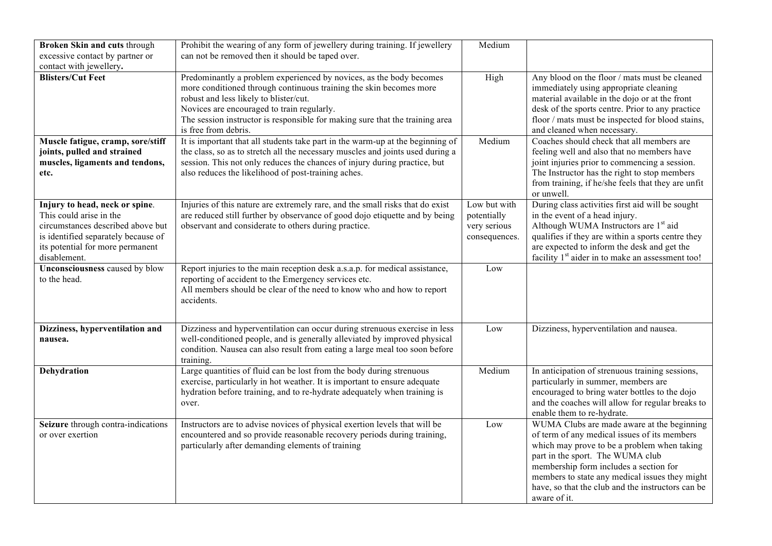| **Broken Skin and cuts** through excessive contact by partner or contact with jewellery**.** | Prohibit the wearing of any form of jewellery during training. If jewellery can not be removed then it should be taped over. | Medium | |
|---|---|---|---|
| **Blisters/Cut Feet** | Predominantly a problem experienced by novices, as the body becomes more conditioned through continuous training the skin becomes more robust and less likely to blister/cut.<br>Novices are encouraged to train regularly.<br>The session instructor is responsible for making sure that the training area is free from debris. | High | Any blood on the floor / mats must be cleaned immediately using appropriate cleaning material available in the dojo or at the front desk of the sports centre. Prior to any practice floor / mats must be inspected for blood stains, and cleaned when necessary. |
| **Muscle fatigue, cramp, sore/stiff joints, pulled and strained muscles, ligaments and tendons, etc.** | It is important that all students take part in the warm-up at the beginning of the class, so as to stretch all the necessary muscles and joints used during a session. This not only reduces the chances of injury during practice, but also reduces the likelihood of post-training aches. | Medium | Coaches should check that all members are feeling well and also that no members have joint injuries prior to commencing a session. The Instructor has the right to stop members from training, if he/she feels that they are unfit or unwell. |
| **Injury to head, neck or spine**. This could arise in the circumstances described above but is identified separately because of its potential for more permanent disablement. | Injuries of this nature are extremely rare, and the small risks that do exist are reduced still further by observance of good dojo etiquette and by being observant and considerate to others during practice. | Low but with potentially very serious consequences. | During class activities first aid will be sought in the event of a head injury.<br>Although WUMA Instructors are 1st aid qualifies if they are within a sports centre they are expected to inform the desk and get the facility 1st aider in to make an assessment too! |
| **Unconsciousness** caused by blow to the head. | Report injuries to the main reception desk a.s.a.p. for medical assistance, reporting of accident to the Emergency services etc.<br>All members should be clear of the need to know who and how to report accidents. | Low | |
| **Dizziness, hyperventilation and nausea.** | Dizziness and hyperventilation can occur during strenuous exercise in less well-conditioned people, and is generally alleviated by improved physical condition. Nausea can also result from eating a large meal too soon before training. | Low | Dizziness, hyperventilation and nausea. |
| **Dehydration** | Large quantities of fluid can be lost from the body during strenuous exercise, particularly in hot weather. It is important to ensure adequate hydration before training, and to re-hydrate adequately when training is over. | Medium | In anticipation of strenuous training sessions, particularly in summer, members are encouraged to bring water bottles to the dojo and the coaches will allow for regular breaks to enable them to re-hydrate. |
| **Seizure** through contra-indications or over exertion | Instructors are to advise novices of physical exertion levels that will be encountered and so provide reasonable recovery periods during training, particularly after demanding elements of training | Low | WUMA Clubs are made aware at the beginning of term of any medical issues of its members which may prove to be a problem when taking part in the sport. The WUMA club membership form includes a section for members to state any medical issues they might have, so that the club and the instructors can be aware of it. |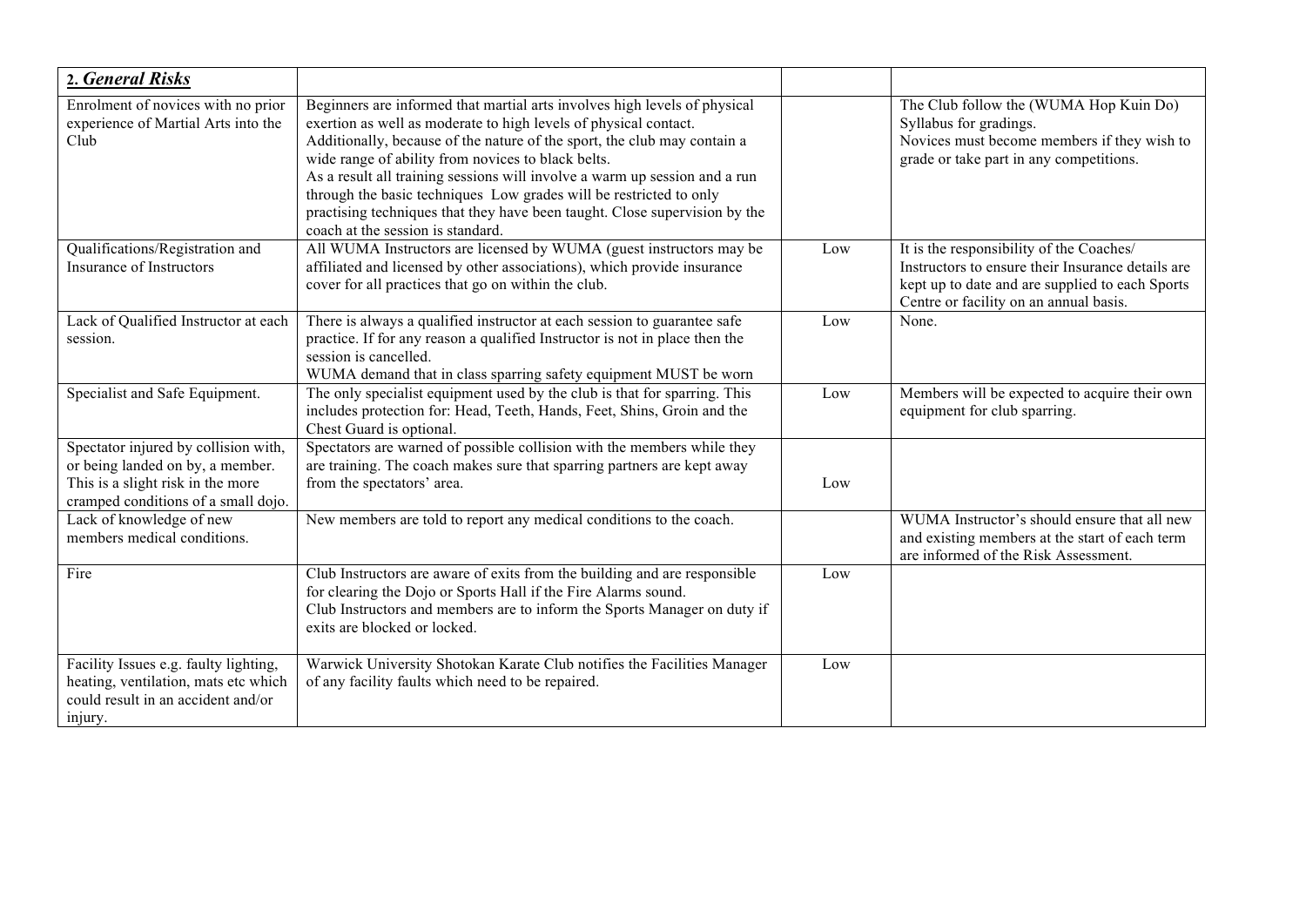| **2. *General Risks*** | | | |
|---|---|---|---|
| Enrolment of novices with no prior experience of Martial Arts into the Club | Beginners are informed that martial arts involves high levels of physical exertion as well as moderate to high levels of physical contact. Additionally, because of the nature of the sport, the club may contain a wide range of ability from novices to black belts. As a result all training sessions will involve a warm up session and a run through the basic techniques Low grades will be restricted to only practising techniques that they have been taught. Close supervision by the coach at the session is standard. | | The Club follow the (WUMA Hop Kuin Do) Syllabus for gradings. Novices must become members if they wish to grade or take part in any competitions. |
| Qualifications/Registration and Insurance of Instructors | All WUMA Instructors are licensed by WUMA (guest instructors may be affiliated and licensed by other associations), which provide insurance cover for all practices that go on within the club. | Low | It is the responsibility of the Coaches/ Instructors to ensure their Insurance details are kept up to date and are supplied to each Sports Centre or facility on an annual basis. |
| Lack of Qualified Instructor at each session. | There is always a qualified instructor at each session to guarantee safe practice. If for any reason a qualified Instructor is not in place then the session is cancelled. WUMA demand that in class sparring safety equipment MUST be worn | Low | None. |
| Specialist and Safe Equipment. | The only specialist equipment used by the club is that for sparring. This includes protection for: Head, Teeth, Hands, Feet, Shins, Groin and the Chest Guard is optional. | Low | Members will be expected to acquire their own equipment for club sparring. |
| Spectator injured by collision with, or being landed on by, a member. This is a slight risk in the more cramped conditions of a small dojo. | Spectators are warned of possible collision with the members while they are training. The coach makes sure that sparring partners are kept away from the spectators' area. | Low | |
| Lack of knowledge of new members medical conditions. | New members are told to report any medical conditions to the coach. | | WUMA Instructor's should ensure that all new and existing members at the start of each term are informed of the Risk Assessment. |
| Fire | Club Instructors are aware of exits from the building and are responsible for clearing the Dojo or Sports Hall if the Fire Alarms sound. Club Instructors and members are to inform the Sports Manager on duty if exits are blocked or locked. | Low | |
| Facility Issues e.g. faulty lighting, heating, ventilation, mats etc which could result in an accident and/or injury. | Warwick University Shotokan Karate Club notifies the Facilities Manager of any facility faults which need to be repaired. | Low | |